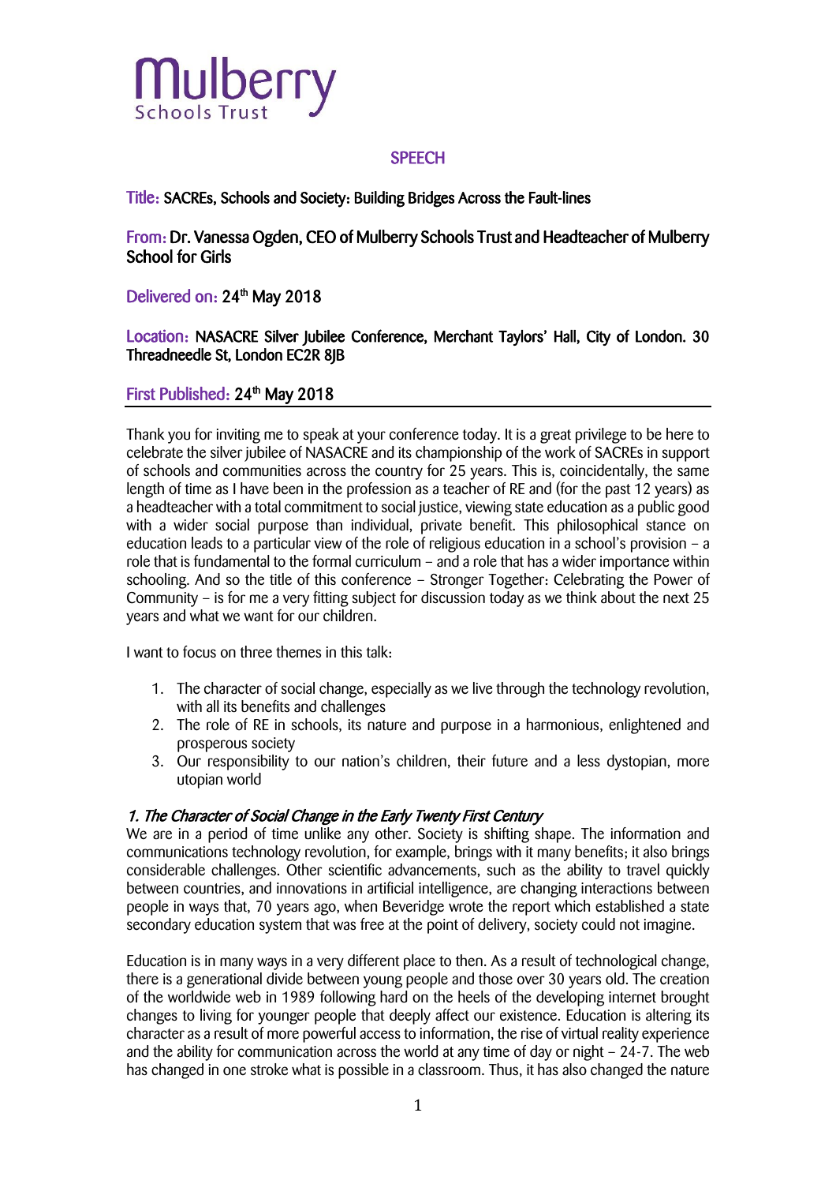Mulberry Schools Trust

## SPEECH

**Title:** SACREs, Schools and Society: Building Bridges Across the Fault-lines

**From:** Dr. Vanessa Ogden, CEO of Mulberry Schools Trust and Headteacher of Mulberry School for Girls

**Delivered on:** 24th May 2018

**Location:** NASACRE Silver Jubilee Conference, Merchant Taylors' Hall, City of London. 30 Threadneedle St, London EC2R 8JB

**First Published:** 24th May 2018

---

Thank you for inviting me to speak at your conference today. It is a great privilege to be here to celebrate the silver jubilee of NASACRE and its championship of the work of SACREs in support of schools and communities across the country for 25 years. This is, coincidentally, the same length of time as I have been in the profession as a teacher of RE and (for the past 12 years) as a headteacher with a total commitment to social justice, viewing state education as a public good with a wider social purpose than individual, private benefit. This philosophical stance on education leads to a particular view of the role of religious education in a school's provision – a role that is fundamental to the formal curriculum – and a role that has a wider importance within schooling. And so the title of this conference – Stronger Together: Celebrating the Power of Community – is for me a very fitting subject for discussion today as we think about the next 25 years and what we want for our children.

I want to focus on three themes in this talk:

1. The character of social change, especially as we live through the technology revolution, with all its benefits and challenges
2. The role of RE in schools, its nature and purpose in a harmonious, enlightened and prosperous society
3. Our responsibility to our nation's children, their future and a less dystopian, more utopian world

### *1. The Character of Social Change in the Early Twenty First Century*

We are in a period of time unlike any other. Society is shifting shape. The information and communications technology revolution, for example, brings with it many benefits; it also brings considerable challenges. Other scientific advancements, such as the ability to travel quickly between countries, and innovations in artificial intelligence, are changing interactions between people in ways that, 70 years ago, when Beveridge wrote the report which established a state secondary education system that was free at the point of delivery, society could not imagine.

Education is in many ways in a very different place to then. As a result of technological change, there is a generational divide between young people and those over 30 years old. The creation of the worldwide web in 1989 following hard on the heels of the developing internet brought changes to living for younger people that deeply affect our existence. Education is altering its character as a result of more powerful access to information, the rise of virtual reality experience and the ability for communication across the world at any time of day or night – 24-7. The web has changed in one stroke what is possible in a classroom. Thus, it has also changed the nature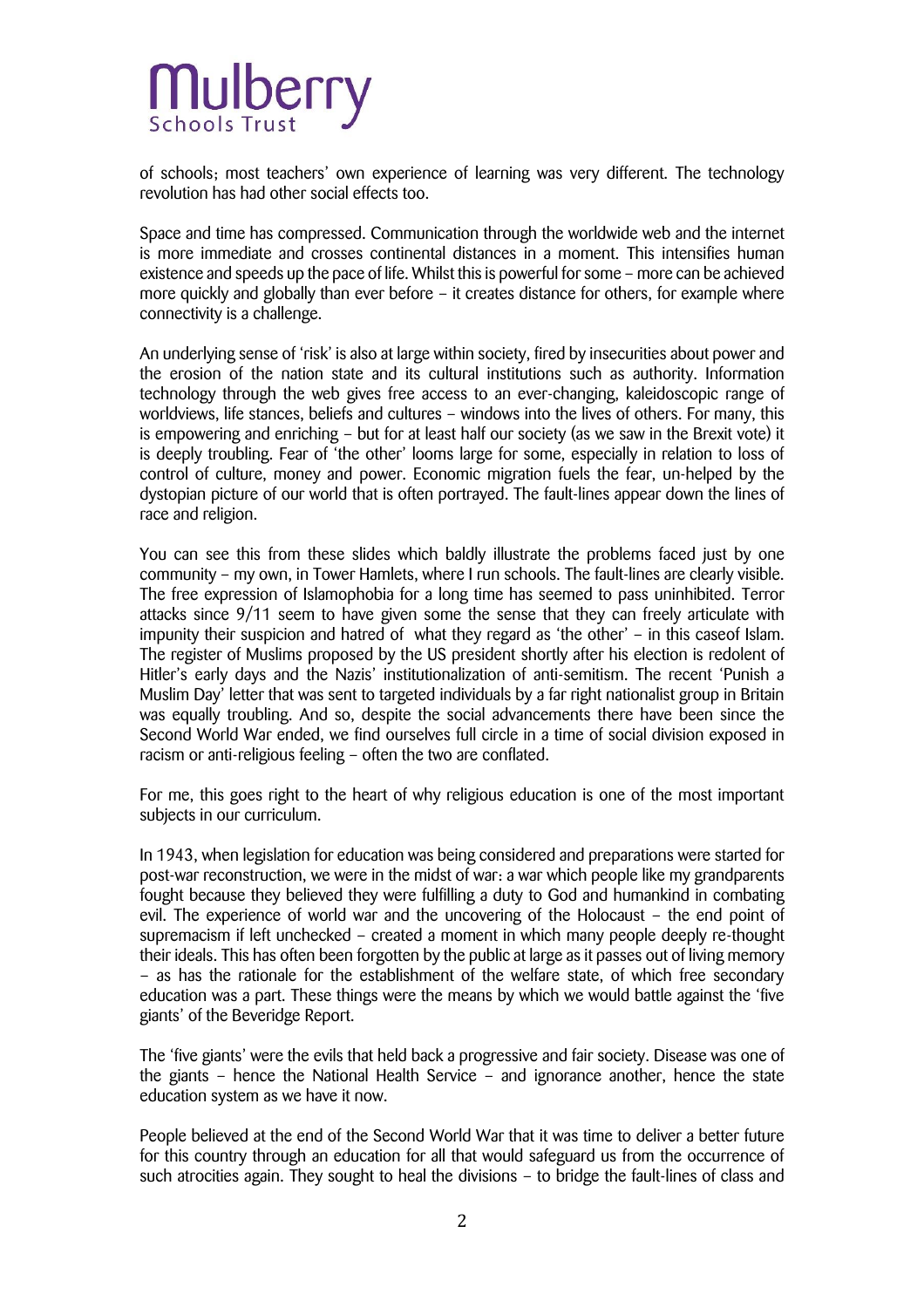of schools; most teachers' own experience of learning was very different. The technology revolution has had other social effects too.

Space and time has compressed. Communication through the worldwide web and the internet is more immediate and crosses continental distances in a moment. This intensifies human existence and speeds up the pace of life. Whilst this is powerful for some – more can be achieved more quickly and globally than ever before – it creates distance for others, for example where connectivity is a challenge.

An underlying sense of 'risk' is also at large within society, fired by insecurities about power and the erosion of the nation state and its cultural institutions such as authority. Information technology through the web gives free access to an ever-changing, kaleidoscopic range of worldviews, life stances, beliefs and cultures – windows into the lives of others. For many, this is empowering and enriching – but for at least half our society (as we saw in the Brexit vote) it is deeply troubling. Fear of 'the other' looms large for some, especially in relation to loss of control of culture, money and power. Economic migration fuels the fear, un-helped by the dystopian picture of our world that is often portrayed. The fault-lines appear down the lines of race and religion.

You can see this from these slides which baldly illustrate the problems faced just by one community – my own, in Tower Hamlets, where I run schools. The fault-lines are clearly visible. The free expression of Islamophobia for a long time has seemed to pass uninhibited. Terror attacks since 9/11 seem to have given some the sense that they can freely articulate with impunity their suspicion and hatred of what they regard as 'the other' – in this caseof Islam. The register of Muslims proposed by the US president shortly after his election is redolent of Hitler's early days and the Nazis' institutionalization of anti-semitism. The recent 'Punish a Muslim Day' letter that was sent to targeted individuals by a far right nationalist group in Britain was equally troubling. And so, despite the social advancements there have been since the Second World War ended, we find ourselves full circle in a time of social division exposed in racism or anti-religious feeling – often the two are conflated.

For me, this goes right to the heart of why religious education is one of the most important subjects in our curriculum.

In 1943, when legislation for education was being considered and preparations were started for post-war reconstruction, we were in the midst of war: a war which people like my grandparents fought because they believed they were fulfilling a duty to God and humankind in combating evil. The experience of world war and the uncovering of the Holocaust – the end point of supremacism if left unchecked – created a moment in which many people deeply re-thought their ideals. This has often been forgotten by the public at large as it passes out of living memory – as has the rationale for the establishment of the welfare state, of which free secondary education was a part. These things were the means by which we would battle against the 'five giants' of the Beveridge Report.

The 'five giants' were the evils that held back a progressive and fair society. Disease was one of the giants – hence the National Health Service – and ignorance another, hence the state education system as we have it now.

People believed at the end of the Second World War that it was time to deliver a better future for this country through an education for all that would safeguard us from the occurrence of such atrocities again. They sought to heal the divisions – to bridge the fault-lines of class and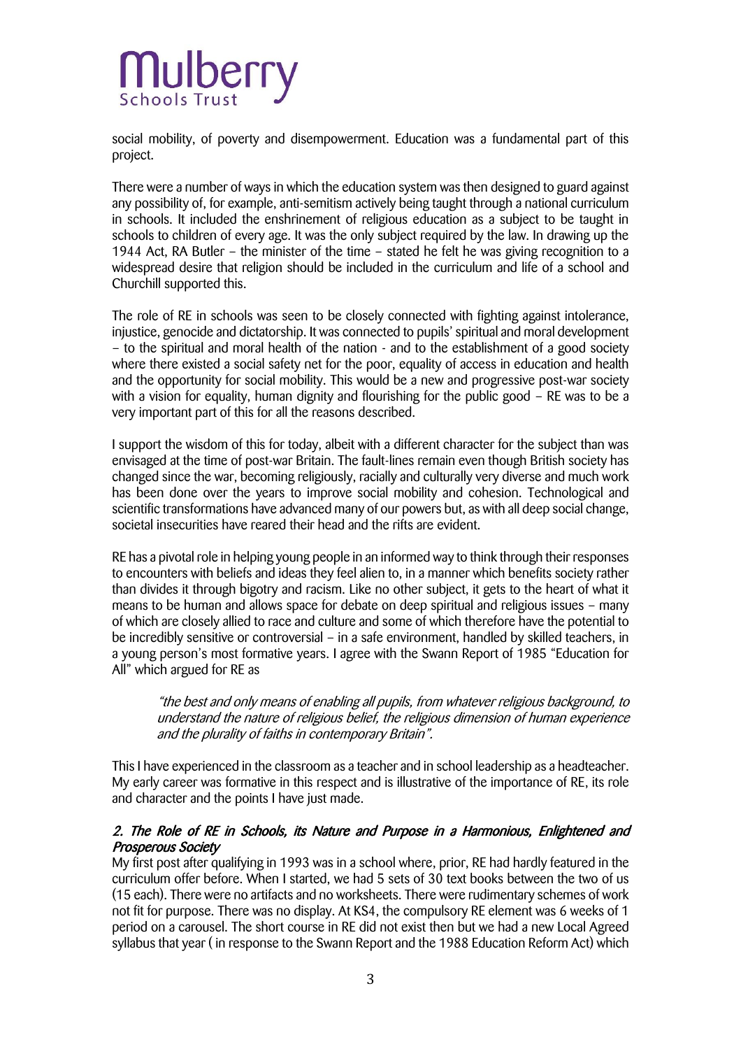social mobility, of poverty and disempowerment. Education was a fundamental part of this project.

There were a number of ways in which the education system was then designed to guard against any possibility of, for example, anti-semitism actively being taught through a national curriculum in schools. It included the enshrinement of religious education as a subject to be taught in schools to children of every age. It was the only subject required by the law. In drawing up the 1944 Act, RA Butler – the minister of the time – stated he felt he was giving recognition to a widespread desire that religion should be included in the curriculum and life of a school and Churchill supported this.

The role of RE in schools was seen to be closely connected with fighting against intolerance, injustice, genocide and dictatorship. It was connected to pupils' spiritual and moral development – to the spiritual and moral health of the nation - and to the establishment of a good society where there existed a social safety net for the poor, equality of access in education and health and the opportunity for social mobility. This would be a new and progressive post-war society with a vision for equality, human dignity and flourishing for the public good – RE was to be a very important part of this for all the reasons described.

I support the wisdom of this for today, albeit with a different character for the subject than was envisaged at the time of post-war Britain. The fault-lines remain even though British society has changed since the war, becoming religiously, racially and culturally very diverse and much work has been done over the years to improve social mobility and cohesion. Technological and scientific transformations have advanced many of our powers but, as with all deep social change, societal insecurities have reared their head and the rifts are evident.

RE has a pivotal role in helping young people in an informed way to think through their responses to encounters with beliefs and ideas they feel alien to, in a manner which benefits society rather than divides it through bigotry and racism. Like no other subject, it gets to the heart of what it means to be human and allows space for debate on deep spiritual and religious issues – many of which are closely allied to race and culture and some of which therefore have the potential to be incredibly sensitive or controversial – in a safe environment, handled by skilled teachers, in a young person's most formative years. I agree with the Swann Report of 1985 "Education for All" which argued for RE as

> *"the best and only means of enabling all pupils, from whatever religious background, to understand the nature of religious belief, the religious dimension of human experience and the plurality of faiths in contemporary Britain".*

This I have experienced in the classroom as a teacher and in school leadership as a headteacher. My early career was formative in this respect and is illustrative of the importance of RE, its role and character and the points I have just made.

## *2. The Role of RE in Schools, its Nature and Purpose in a Harmonious, Enlightened and Prosperous Society*

My first post after qualifying in 1993 was in a school where, prior, RE had hardly featured in the curriculum offer before. When I started, we had 5 sets of 30 text books between the two of us (15 each). There were no artifacts and no worksheets. There were rudimentary schemes of work not fit for purpose. There was no display. At KS4, the compulsory RE element was 6 weeks of 1 period on a carousel. The short course in RE did not exist then but we had a new Local Agreed syllabus that year ( in response to the Swann Report and the 1988 Education Reform Act) which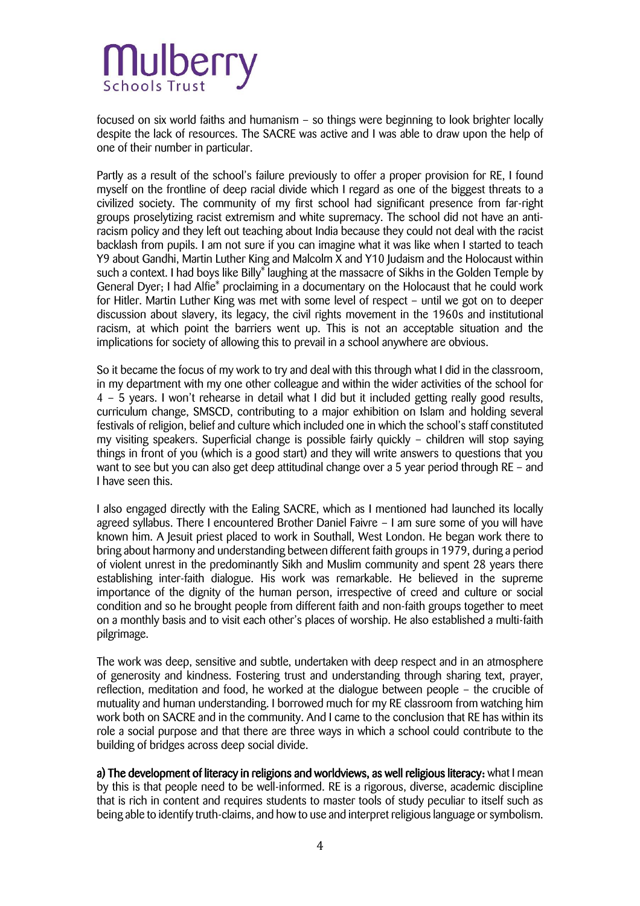focused on six world faiths and humanism – so things were beginning to look brighter locally despite the lack of resources. The SACRE was active and I was able to draw upon the help of one of their number in particular.

Partly as a result of the school's failure previously to offer a proper provision for RE, I found myself on the frontline of deep racial divide which I regard as one of the biggest threats to a civilized society. The community of my first school had significant presence from far-right groups proselytizing racist extremism and white supremacy. The school did not have an anti-racism policy and they left out teaching about India because they could not deal with the racist backlash from pupils. I am not sure if you can imagine what it was like when I started to teach Y9 about Gandhi, Martin Luther King and Malcolm X and Y10 Judaism and the Holocaust within such a context. I had boys like Billy* laughing at the massacre of Sikhs in the Golden Temple by General Dyer; I had Alfie* proclaiming in a documentary on the Holocaust that he could work for Hitler. Martin Luther King was met with some level of respect – until we got on to deeper discussion about slavery, its legacy, the civil rights movement in the 1960s and institutional racism, at which point the barriers went up. This is not an acceptable situation and the implications for society of allowing this to prevail in a school anywhere are obvious.

So it became the focus of my work to try and deal with this through what I did in the classroom, in my department with my one other colleague and within the wider activities of the school for 4 – 5 years. I won't rehearse in detail what I did but it included getting really good results, curriculum change, SMSCD, contributing to a major exhibition on Islam and holding several festivals of religion, belief and culture which included one in which the school's staff constituted my visiting speakers. Superficial change is possible fairly quickly – children will stop saying things in front of you (which is a good start) and they will write answers to questions that you want to see but you can also get deep attitudinal change over a 5 year period through RE – and I have seen this.

I also engaged directly with the Ealing SACRE, which as I mentioned had launched its locally agreed syllabus. There I encountered Brother Daniel Faivre – I am sure some of you will have known him. A Jesuit priest placed to work in Southall, West London. He began work there to bring about harmony and understanding between different faith groups in 1979, during a period of violent unrest in the predominantly Sikh and Muslim community and spent 28 years there establishing inter-faith dialogue. His work was remarkable. He believed in the supreme importance of the dignity of the human person, irrespective of creed and culture or social condition and so he brought people from different faith and non-faith groups together to meet on a monthly basis and to visit each other's places of worship. He also established a multi-faith pilgrimage.

The work was deep, sensitive and subtle, undertaken with deep respect and in an atmosphere of generosity and kindness. Fostering trust and understanding through sharing text, prayer, reflection, meditation and food, he worked at the dialogue between people – the crucible of mutuality and human understanding. I borrowed much for my RE classroom from watching him work both on SACRE and in the community. And I came to the conclusion that RE has within its role a social purpose and that there are three ways in which a school could contribute to the building of bridges across deep social divide.

**a) The development of literacy in religions and worldviews, as well religious literacy:** what I mean by this is that people need to be well-informed. RE is a rigorous, diverse, academic discipline that is rich in content and requires students to master tools of study peculiar to itself such as being able to identify truth-claims, and how to use and interpret religious language or symbolism.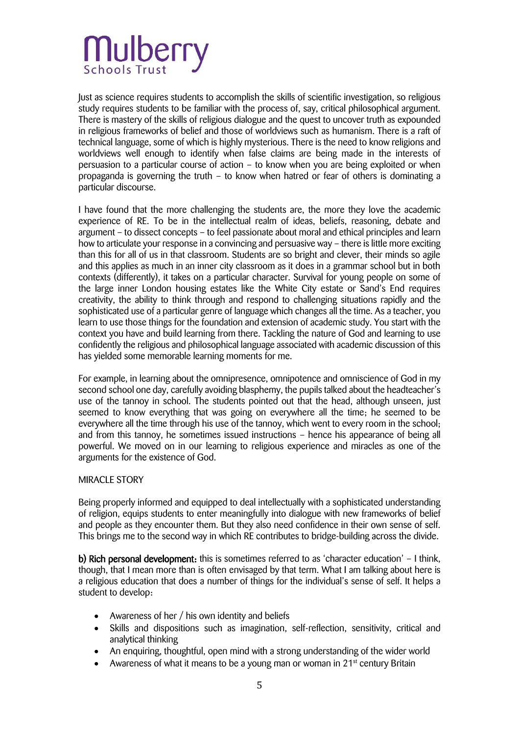Just as science requires students to accomplish the skills of scientific investigation, so religious study requires students to be familiar with the process of, say, critical philosophical argument. There is mastery of the skills of religious dialogue and the quest to uncover truth as expounded in religious frameworks of belief and those of worldviews such as humanism. There is a raft of technical language, some of which is highly mysterious. There is the need to know religions and worldviews well enough to identify when false claims are being made in the interests of persuasion to a particular course of action – to know when you are being exploited or when propaganda is governing the truth – to know when hatred or fear of others is dominating a particular discourse.

I have found that the more challenging the students are, the more they love the academic experience of RE. To be in the intellectual realm of ideas, beliefs, reasoning, debate and argument – to dissect concepts – to feel passionate about moral and ethical principles and learn how to articulate your response in a convincing and persuasive way – there is little more exciting than this for all of us in that classroom. Students are so bright and clever, their minds so agile and this applies as much in an inner city classroom as it does in a grammar school but in both contexts (differently), it takes on a particular character. Survival for young people on some of the large inner London housing estates like the White City estate or Sand's End requires creativity, the ability to think through and respond to challenging situations rapidly and the sophisticated use of a particular genre of language which changes all the time. As a teacher, you learn to use those things for the foundation and extension of academic study. You start with the context you have and build learning from there. Tackling the nature of God and learning to use confidently the religious and philosophical language associated with academic discussion of this has yielded some memorable learning moments for me.

For example, in learning about the omnipresence, omnipotence and omniscience of God in my second school one day, carefully avoiding blasphemy, the pupils talked about the headteacher's use of the tannoy in school. The students pointed out that the head, although unseen, just seemed to know everything that was going on everywhere all the time; he seemed to be everywhere all the time through his use of the tannoy, which went to every room in the school; and from this tannoy, he sometimes issued instructions – hence his appearance of being all powerful. We moved on in our learning to religious experience and miracles as one of the arguments for the existence of God.

MIRACLE STORY

Being properly informed and equipped to deal intellectually with a sophisticated understanding of religion, equips students to enter meaningfully into dialogue with new frameworks of belief and people as they encounter them. But they also need confidence in their own sense of self. This brings me to the second way in which RE contributes to bridge-building across the divide.

**b) Rich personal development:** this is sometimes referred to as 'character education' – I think, though, that I mean more than is often envisaged by that term. What I am talking about here is a religious education that does a number of things for the individual's sense of self. It helps a student to develop:

- Awareness of her / his own identity and beliefs
- Skills and dispositions such as imagination, self-reflection, sensitivity, critical and analytical thinking
- An enquiring, thoughtful, open mind with a strong understanding of the wider world
- Awareness of what it means to be a young man or woman in 21st century Britain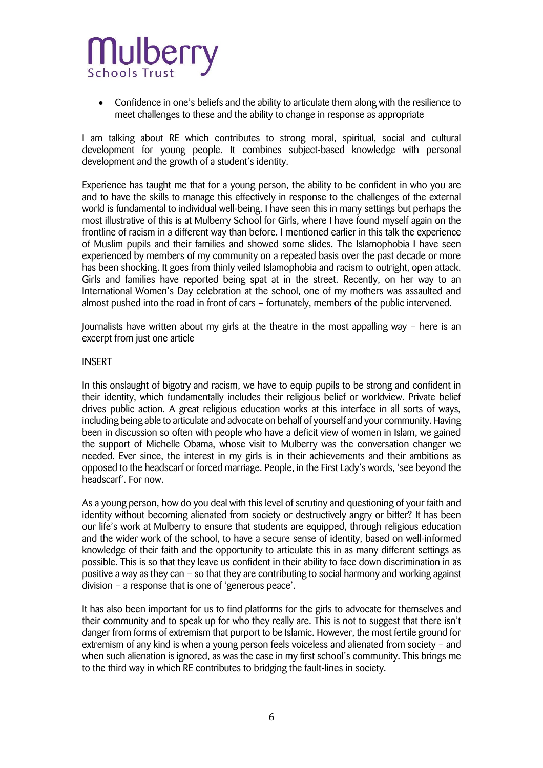- Confidence in one's beliefs and the ability to articulate them along with the resilience to meet challenges to these and the ability to change in response as appropriate

I am talking about RE which contributes to strong moral, spiritual, social and cultural development for young people. It combines subject-based knowledge with personal development and the growth of a student's identity.

Experience has taught me that for a young person, the ability to be confident in who you are and to have the skills to manage this effectively in response to the challenges of the external world is fundamental to individual well-being. I have seen this in many settings but perhaps the most illustrative of this is at Mulberry School for Girls, where I have found myself again on the frontline of racism in a different way than before. I mentioned earlier in this talk the experience of Muslim pupils and their families and showed some slides. The Islamophobia I have seen experienced by members of my community on a repeated basis over the past decade or more has been shocking. It goes from thinly veiled Islamophobia and racism to outright, open attack. Girls and families have reported being spat at in the street. Recently, on her way to an International Women's Day celebration at the school, one of my mothers was assaulted and almost pushed into the road in front of cars – fortunately, members of the public intervened.

Journalists have written about my girls at the theatre in the most appalling way – here is an excerpt from just one article

INSERT

In this onslaught of bigotry and racism, we have to equip pupils to be strong and confident in their identity, which fundamentally includes their religious belief or worldview. Private belief drives public action. A great religious education works at this interface in all sorts of ways, including being able to articulate and advocate on behalf of yourself and your community. Having been in discussion so often with people who have a deficit view of women in Islam, we gained the support of Michelle Obama, whose visit to Mulberry was the conversation changer we needed. Ever since, the interest in my girls is in their achievements and their ambitions as opposed to the headscarf or forced marriage. People, in the First Lady's words, 'see beyond the headscarf'. For now.

As a young person, how do you deal with this level of scrutiny and questioning of your faith and identity without becoming alienated from society or destructively angry or bitter? It has been our life's work at Mulberry to ensure that students are equipped, through religious education and the wider work of the school, to have a secure sense of identity, based on well-informed knowledge of their faith and the opportunity to articulate this in as many different settings as possible. This is so that they leave us confident in their ability to face down discrimination in as positive a way as they can – so that they are contributing to social harmony and working against division – a response that is one of 'generous peace'.

It has also been important for us to find platforms for the girls to advocate for themselves and their community and to speak up for who they really are. This is not to suggest that there isn't danger from forms of extremism that purport to be Islamic. However, the most fertile ground for extremism of any kind is when a young person feels voiceless and alienated from society – and when such alienation is ignored, as was the case in my first school's community. This brings me to the third way in which RE contributes to bridging the fault-lines in society.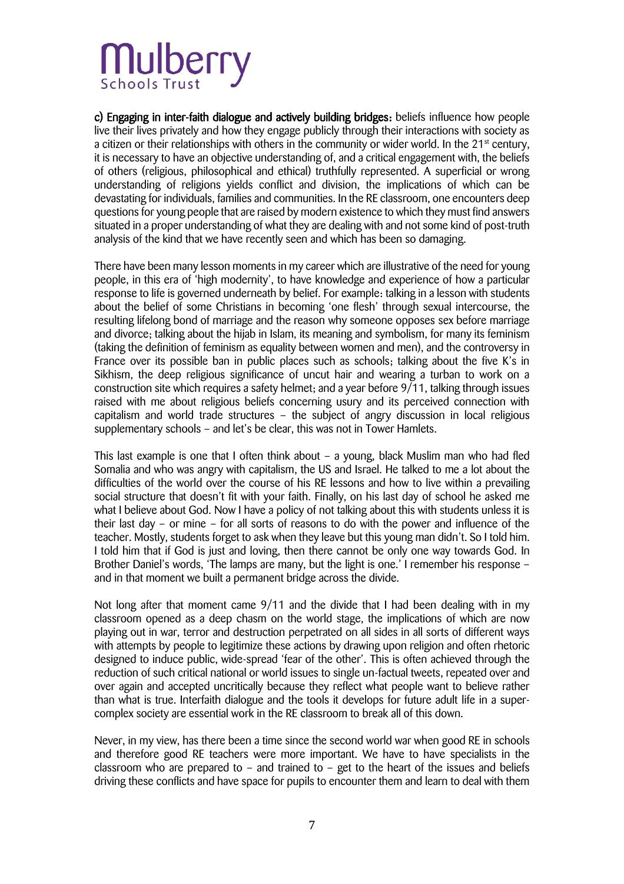**c) Engaging in inter-faith dialogue and actively building bridges:** beliefs influence how people live their lives privately and how they engage publicly through their interactions with society as a citizen or their relationships with others in the community or wider world. In the 21st century, it is necessary to have an objective understanding of, and a critical engagement with, the beliefs of others (religious, philosophical and ethical) truthfully represented. A superficial or wrong understanding of religions yields conflict and division, the implications of which can be devastating for individuals, families and communities. In the RE classroom, one encounters deep questions for young people that are raised by modern existence to which they must find answers situated in a proper understanding of what they are dealing with and not some kind of post-truth analysis of the kind that we have recently seen and which has been so damaging.

There have been many lesson moments in my career which are illustrative of the need for young people, in this era of 'high modernity', to have knowledge and experience of how a particular response to life is governed underneath by belief. For example: talking in a lesson with students about the belief of some Christians in becoming 'one flesh' through sexual intercourse, the resulting lifelong bond of marriage and the reason why someone opposes sex before marriage and divorce; talking about the hijab in Islam, its meaning and symbolism, for many its feminism (taking the definition of feminism as equality between women and men), and the controversy in France over its possible ban in public places such as schools; talking about the five K's in Sikhism, the deep religious significance of uncut hair and wearing a turban to work on a construction site which requires a safety helmet; and a year before 9/11, talking through issues raised with me about religious beliefs concerning usury and its perceived connection with capitalism and world trade structures – the subject of angry discussion in local religious supplementary schools – and let's be clear, this was not in Tower Hamlets.

This last example is one that I often think about – a young, black Muslim man who had fled Somalia and who was angry with capitalism, the US and Israel. He talked to me a lot about the difficulties of the world over the course of his RE lessons and how to live within a prevailing social structure that doesn't fit with your faith. Finally, on his last day of school he asked me what I believe about God. Now I have a policy of not talking about this with students unless it is their last day – or mine – for all sorts of reasons to do with the power and influence of the teacher. Mostly, students forget to ask when they leave but this young man didn't. So I told him. I told him that if God is just and loving, then there cannot be only one way towards God. In Brother Daniel's words, 'The lamps are many, but the light is one.' I remember his response – and in that moment we built a permanent bridge across the divide.

Not long after that moment came 9/11 and the divide that I had been dealing with in my classroom opened as a deep chasm on the world stage, the implications of which are now playing out in war, terror and destruction perpetrated on all sides in all sorts of different ways with attempts by people to legitimize these actions by drawing upon religion and often rhetoric designed to induce public, wide-spread 'fear of the other'. This is often achieved through the reduction of such critical national or world issues to single un-factual tweets, repeated over and over again and accepted uncritically because they reflect what people want to believe rather than what is true. Interfaith dialogue and the tools it develops for future adult life in a super-complex society are essential work in the RE classroom to break all of this down.

Never, in my view, has there been a time since the second world war when good RE in schools and therefore good RE teachers were more important. We have to have specialists in the classroom who are prepared to – and trained to – get to the heart of the issues and beliefs driving these conflicts and have space for pupils to encounter them and learn to deal with them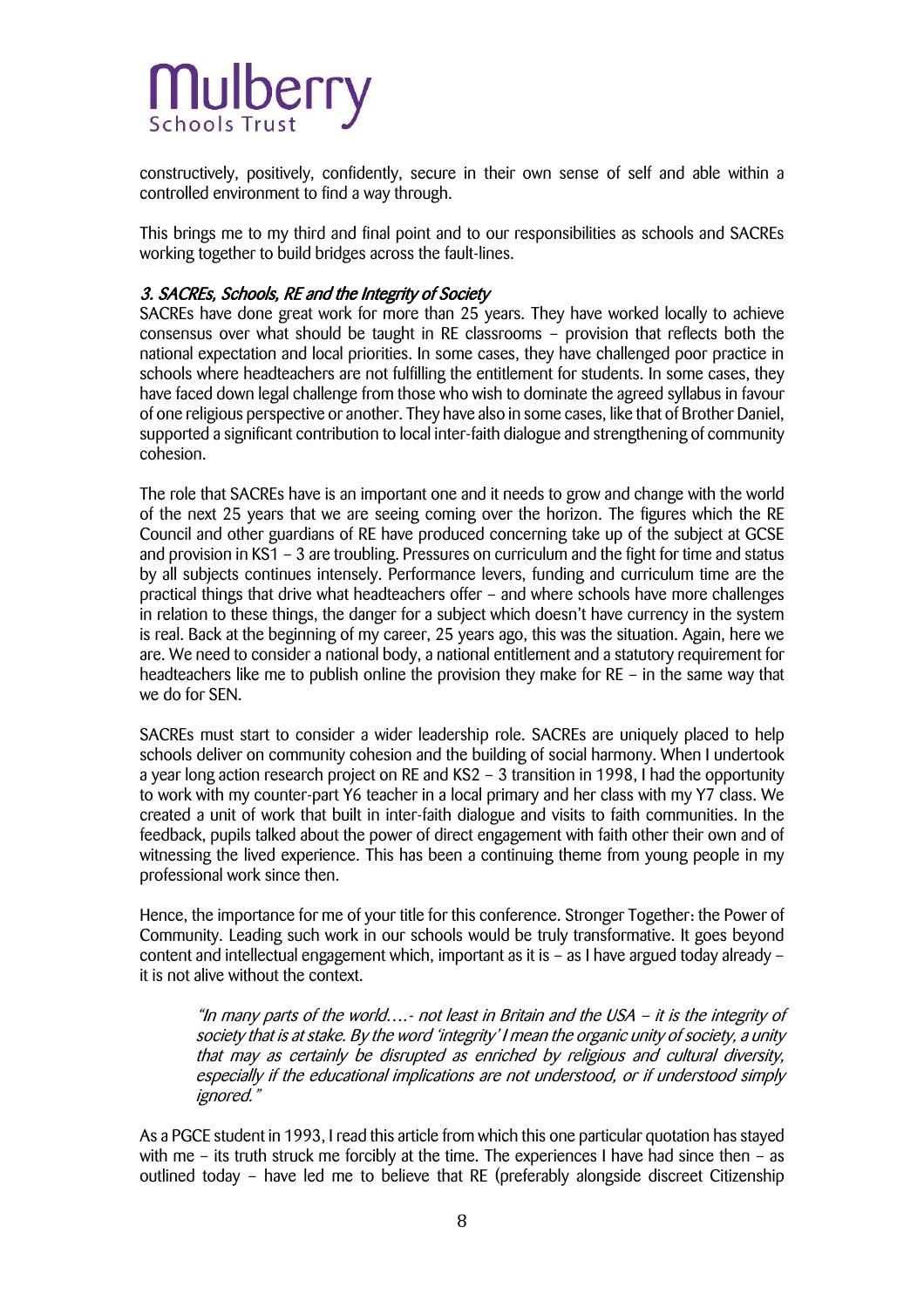constructively, positively, confidently, secure in their own sense of self and able within a controlled environment to find a way through.

This brings me to my third and final point and to our responsibilities as schools and SACREs working together to build bridges across the fault-lines.

### *3. SACREs, Schools, RE and the Integrity of Society*

SACREs have done great work for more than 25 years. They have worked locally to achieve consensus over what should be taught in RE classrooms – provision that reflects both the national expectation and local priorities. In some cases, they have challenged poor practice in schools where headteachers are not fulfilling the entitlement for students. In some cases, they have faced down legal challenge from those who wish to dominate the agreed syllabus in favour of one religious perspective or another. They have also in some cases, like that of Brother Daniel, supported a significant contribution to local inter-faith dialogue and strengthening of community cohesion.

The role that SACREs have is an important one and it needs to grow and change with the world of the next 25 years that we are seeing coming over the horizon. The figures which the RE Council and other guardians of RE have produced concerning take up of the subject at GCSE and provision in KS1 – 3 are troubling. Pressures on curriculum and the fight for time and status by all subjects continues intensely. Performance levers, funding and curriculum time are the practical things that drive what headteachers offer – and where schools have more challenges in relation to these things, the danger for a subject which doesn't have currency in the system is real. Back at the beginning of my career, 25 years ago, this was the situation. Again, here we are. We need to consider a national body, a national entitlement and a statutory requirement for headteachers like me to publish online the provision they make for RE – in the same way that we do for SEN.

SACREs must start to consider a wider leadership role. SACREs are uniquely placed to help schools deliver on community cohesion and the building of social harmony. When I undertook a year long action research project on RE and KS2 – 3 transition in 1998, I had the opportunity to work with my counter-part Y6 teacher in a local primary and her class with my Y7 class. We created a unit of work that built in inter-faith dialogue and visits to faith communities. In the feedback, pupils talked about the power of direct engagement with faith other their own and of witnessing the lived experience. This has been a continuing theme from young people in my professional work since then.

Hence, the importance for me of your title for this conference. Stronger Together: the Power of Community. Leading such work in our schools would be truly transformative. It goes beyond content and intellectual engagement which, important as it is – as I have argued today already – it is not alive without the context.

> *"In many parts of the world….- not least in Britain and the USA – it is the integrity of society that is at stake. By the word 'integrity' I mean the organic unity of society, a unity that may as certainly be disrupted as enriched by religious and cultural diversity, especially if the educational implications are not understood, or if understood simply ignored."*

As a PGCE student in 1993, I read this article from which this one particular quotation has stayed with me – its truth struck me forcibly at the time. The experiences I have had since then – as outlined today – have led me to believe that RE (preferably alongside discreet Citizenship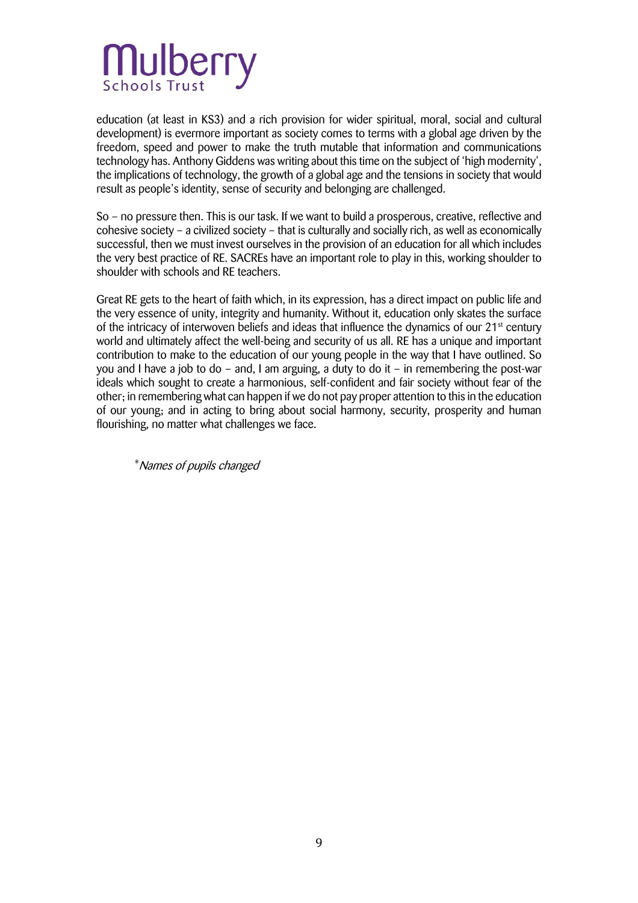education (at least in KS3) and a rich provision for wider spiritual, moral, social and cultural development) is evermore important as society comes to terms with a global age driven by the freedom, speed and power to make the truth mutable that information and communications technology has. Anthony Giddens was writing about this time on the subject of 'high modernity', the implications of technology, the growth of a global age and the tensions in society that would result as people's identity, sense of security and belonging are challenged.

So – no pressure then. This is our task. If we want to build a prosperous, creative, reflective and cohesive society – a civilized society – that is culturally and socially rich, as well as economically successful, then we must invest ourselves in the provision of an education for all which includes the very best practice of RE. SACREs have an important role to play in this, working shoulder to shoulder with schools and RE teachers.

Great RE gets to the heart of faith which, in its expression, has a direct impact on public life and the very essence of unity, integrity and humanity. Without it, education only skates the surface of the intricacy of interwoven beliefs and ideas that influence the dynamics of our 21st century world and ultimately affect the well-being and security of us all. RE has a unique and important contribution to make to the education of our young people in the way that I have outlined. So you and I have a job to do – and, I am arguing, a duty to do it – in remembering the post-war ideals which sought to create a harmonious, self-confident and fair society without fear of the other; in remembering what can happen if we do not pay proper attention to this in the education of our young; and in acting to bring about social harmony, security, prosperity and human flourishing, no matter what challenges we face.

*Names of pupils changed*